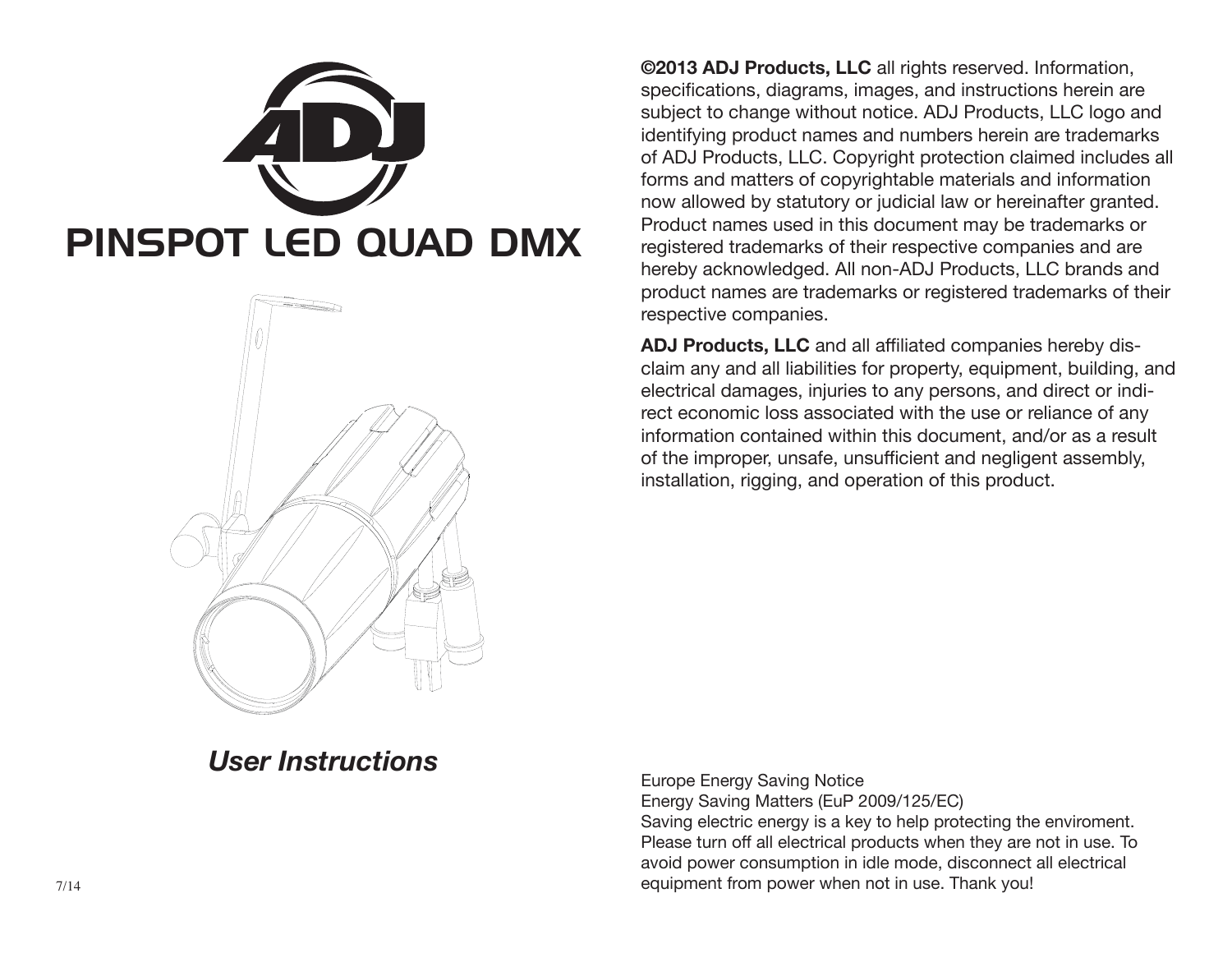# ADJ

# PINSPOT LED QUAD DMX

*User Instructions*

7/14

**©2013 ADJ Products, LLC** all rights reserved. Information, specifications, diagrams, images, and instructions herein are subject to change without notice. ADJ Products, LLC logo and identifying product names and numbers herein are trademarks of ADJ Products, LLC. Copyright protection claimed includes all forms and matters of copyrightable materials and information now allowed by statutory or judicial law or hereinafter granted. Product names used in this document may be trademarks or registered trademarks of their respective companies and are hereby acknowledged. All non-ADJ Products, LLC brands and product names are trademarks or registered trademarks of their respective companies.

**ADJ Products, LLC** and all affiliated companies hereby disclaim any and all liabilities for property, equipment, building, and electrical damages, injuries to any persons, and direct or indirect economic loss associated with the use or reliance of any information contained within this document, and/or as a result of the improper, unsafe, unsufficient and negligent assembly, installation, rigging, and operation of this product.

Europe Energy Saving Notice
Energy Saving Matters (EuP 2009/125/EC)
Saving electric energy is a key to help protecting the enviroment. Please turn off all electrical products when they are not in use. To avoid power consumption in idle mode, disconnect all electrical equipment from power when not in use. Thank you!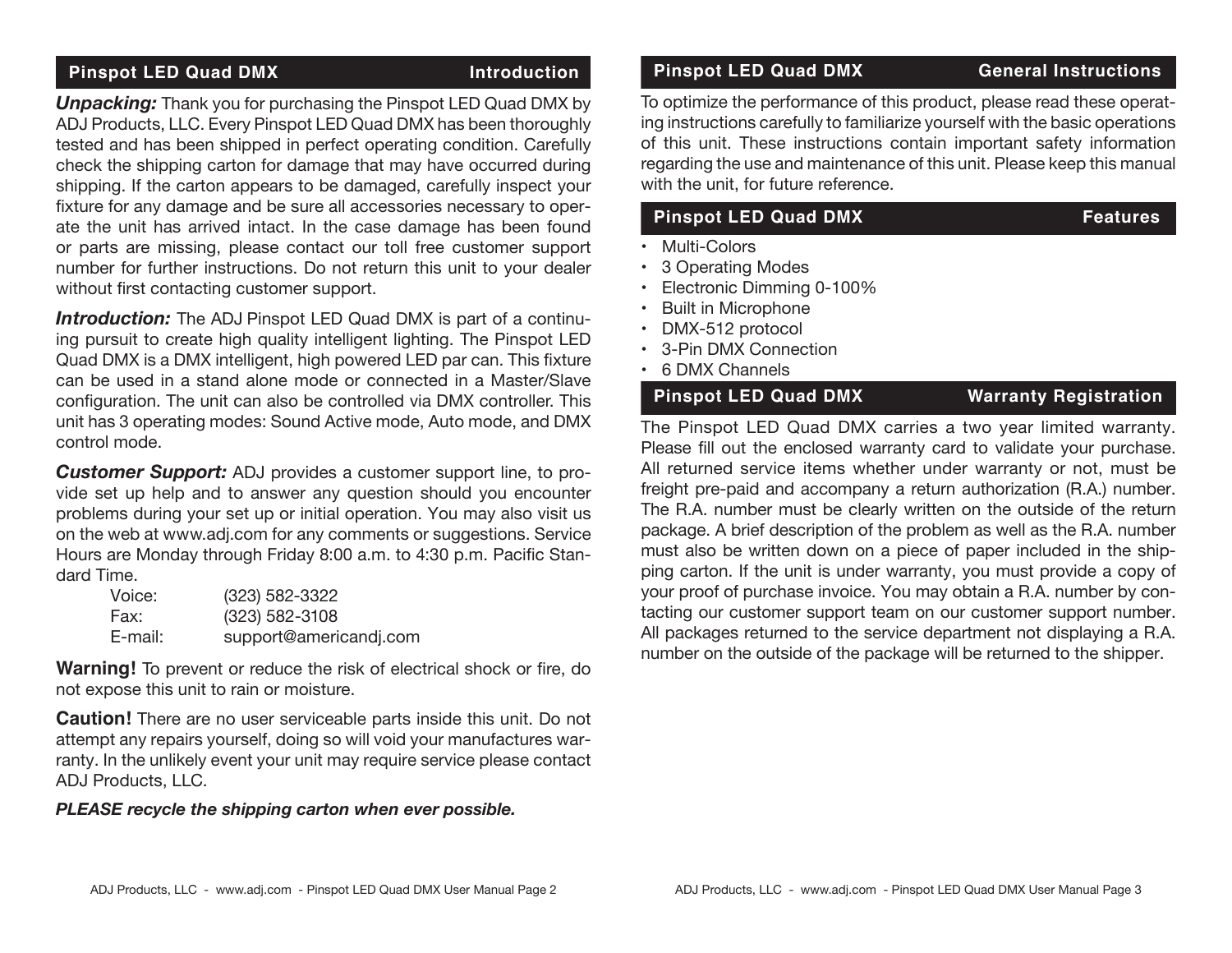## Pinspot LED Quad DMX — Introduction

***Unpacking:*** Thank you for purchasing the Pinspot LED Quad DMX by ADJ Products, LLC. Every Pinspot LED Quad DMX has been thoroughly tested and has been shipped in perfect operating condition. Carefully check the shipping carton for damage that may have occurred during shipping. If the carton appears to be damaged, carefully inspect your fixture for any damage and be sure all accessories necessary to operate the unit has arrived intact. In the case damage has been found or parts are missing, please contact our toll free customer support number for further instructions. Do not return this unit to your dealer without first contacting customer support.

***Introduction:*** The ADJ Pinspot LED Quad DMX is part of a continuing pursuit to create high quality intelligent lighting. The Pinspot LED Quad DMX is a DMX intelligent, high powered LED par can. This fixture can be used in a stand alone mode or connected in a Master/Slave configuration. The unit can also be controlled via DMX controller. This unit has 3 operating modes: Sound Active mode, Auto mode, and DMX control mode.

***Customer Support:*** ADJ provides a customer support line, to provide set up help and to answer any question should you encounter problems during your set up or initial operation. You may also visit us on the web at www.adj.com for any comments or suggestions. Service Hours are Monday through Friday 8:00 a.m. to 4:30 p.m. Pacific Standard Time.

Voice: (323) 582-3322
Fax: (323) 582-3108
E-mail: support@americandj.com

**Warning!** To prevent or reduce the risk of electrical shock or fire, do not expose this unit to rain or moisture.

**Caution!** There are no user serviceable parts inside this unit. Do not attempt any repairs yourself, doing so will void your manufactures warranty. In the unlikely event your unit may require service please contact ADJ Products, LLC.

***PLEASE recycle the shipping carton when ever possible.***

## Pinspot LED Quad DMX — General Instructions

To optimize the performance of this product, please read these operating instructions carefully to familiarize yourself with the basic operations of this unit. These instructions contain important safety information regarding the use and maintenance of this unit. Please keep this manual with the unit, for future reference.

## Pinspot LED Quad DMX — Features

- Multi-Colors
- 3 Operating Modes
- Electronic Dimming 0-100%
- Built in Microphone
- DMX-512 protocol
- 3-Pin DMX Connection
- 6 DMX Channels

## Pinspot LED Quad DMX — Warranty Registration

The Pinspot LED Quad DMX carries a two year limited warranty. Please fill out the enclosed warranty card to validate your purchase. All returned service items whether under warranty or not, must be freight pre-paid and accompany a return authorization (R.A.) number. The R.A. number must be clearly written on the outside of the return package. A brief description of the problem as well as the R.A. number must also be written down on a piece of paper included in the shipping carton. If the unit is under warranty, you must provide a copy of your proof of purchase invoice. You may obtain a R.A. number by contacting our customer support team on our customer support number. All packages returned to the service department not displaying a R.A. number on the outside of the package will be returned to the shipper.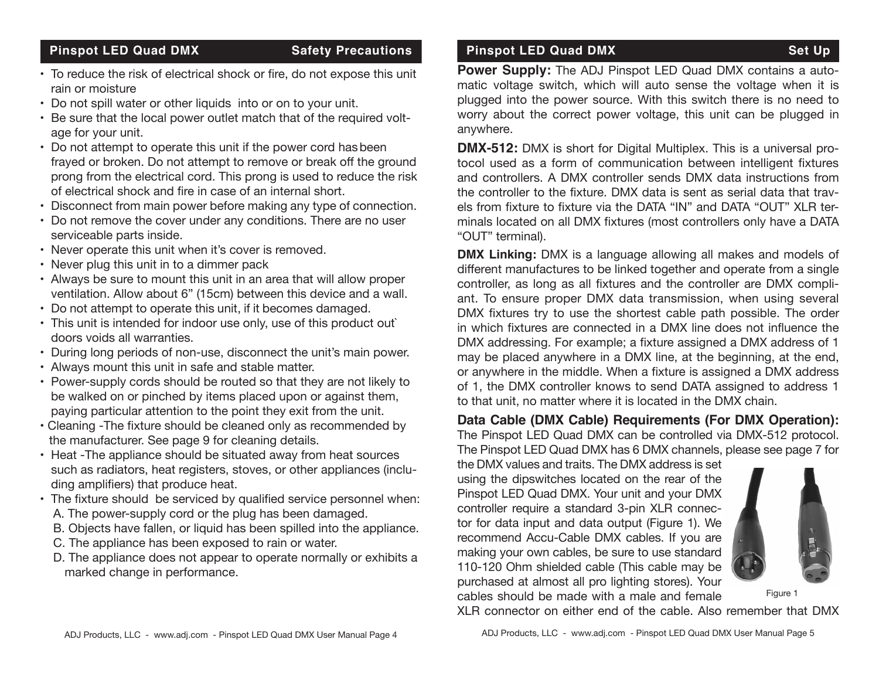## Pinspot LED Quad DMX — Safety Precautions

- To reduce the risk of electrical shock or fire, do not expose this unit rain or moisture
- Do not spill water or other liquids into or on to your unit.
- Be sure that the local power outlet match that of the required voltage for your unit.
- Do not attempt to operate this unit if the power cord has been frayed or broken. Do not attempt to remove or break off the ground prong from the electrical cord. This prong is used to reduce the risk of electrical shock and fire in case of an internal short.
- Disconnect from main power before making any type of connection.
- Do not remove the cover under any conditions. There are no user serviceable parts inside.
- Never operate this unit when it's cover is removed.
- Never plug this unit in to a dimmer pack
- Always be sure to mount this unit in an area that will allow proper ventilation. Allow about 6" (15cm) between this device and a wall.
- Do not attempt to operate this unit, if it becomes damaged.
- This unit is intended for indoor use only, use of this product out` doors voids all warranties.
- During long periods of non-use, disconnect the unit's main power.
- Always mount this unit in safe and stable matter.
- Power-supply cords should be routed so that they are not likely to be walked on or pinched by items placed upon or against them, paying particular attention to the point they exit from the unit.
- Cleaning -The fixture should be cleaned only as recommended by the manufacturer. See page 9 for cleaning details.
- Heat -The appliance should be situated away from heat sources such as radiators, heat registers, stoves, or other appliances (including amplifiers) that produce heat.
- The fixture should be serviced by qualified service personnel when:
  A. The power-supply cord or the plug has been damaged.
  B. Objects have fallen, or liquid has been spilled into the appliance.
  C. The appliance has been exposed to rain or water.
  D. The appliance does not appear to operate normally or exhibits a marked change in performance.

## Pinspot LED Quad DMX — Set Up

**Power Supply:** The ADJ Pinspot LED Quad DMX contains a automatic voltage switch, which will auto sense the voltage when it is plugged into the power source. With this switch there is no need to worry about the correct power voltage, this unit can be plugged in anywhere.

**DMX-512:** DMX is short for Digital Multiplex. This is a universal protocol used as a form of communication between intelligent fixtures and controllers. A DMX controller sends DMX data instructions from the controller to the fixture. DMX data is sent as serial data that travels from fixture to fixture via the DATA "IN" and DATA "OUT" XLR terminals located on all DMX fixtures (most controllers only have a DATA "OUT" terminal).

**DMX Linking:** DMX is a language allowing all makes and models of different manufactures to be linked together and operate from a single controller, as long as all fixtures and the controller are DMX compliant. To ensure proper DMX data transmission, when using several DMX fixtures try to use the shortest cable path possible. The order in which fixtures are connected in a DMX line does not influence the DMX addressing. For example; a fixture assigned a DMX address of 1 may be placed anywhere in a DMX line, at the beginning, at the end, or anywhere in the middle. When a fixture is assigned a DMX address of 1, the DMX controller knows to send DATA assigned to address 1 to that unit, no matter where it is located in the DMX chain.

**Data Cable (DMX Cable) Requirements (For DMX Operation):** The Pinspot LED Quad DMX can be controlled via DMX-512 protocol. The Pinspot LED Quad DMX has 6 DMX channels, please see page 7 for the DMX values and traits. The DMX address is set using the dipswitches located on the rear of the Pinspot LED Quad DMX. Your unit and your DMX controller require a standard 3-pin XLR connector for data input and data output (Figure 1). We recommend Accu-Cable DMX cables. If you are making your own cables, be sure to use standard 110-120 Ohm shielded cable (This cable may be purchased at almost all pro lighting stores). Your cables should be made with a male and female XLR connector on either end of the cable. Also remember that DMX

Figure 1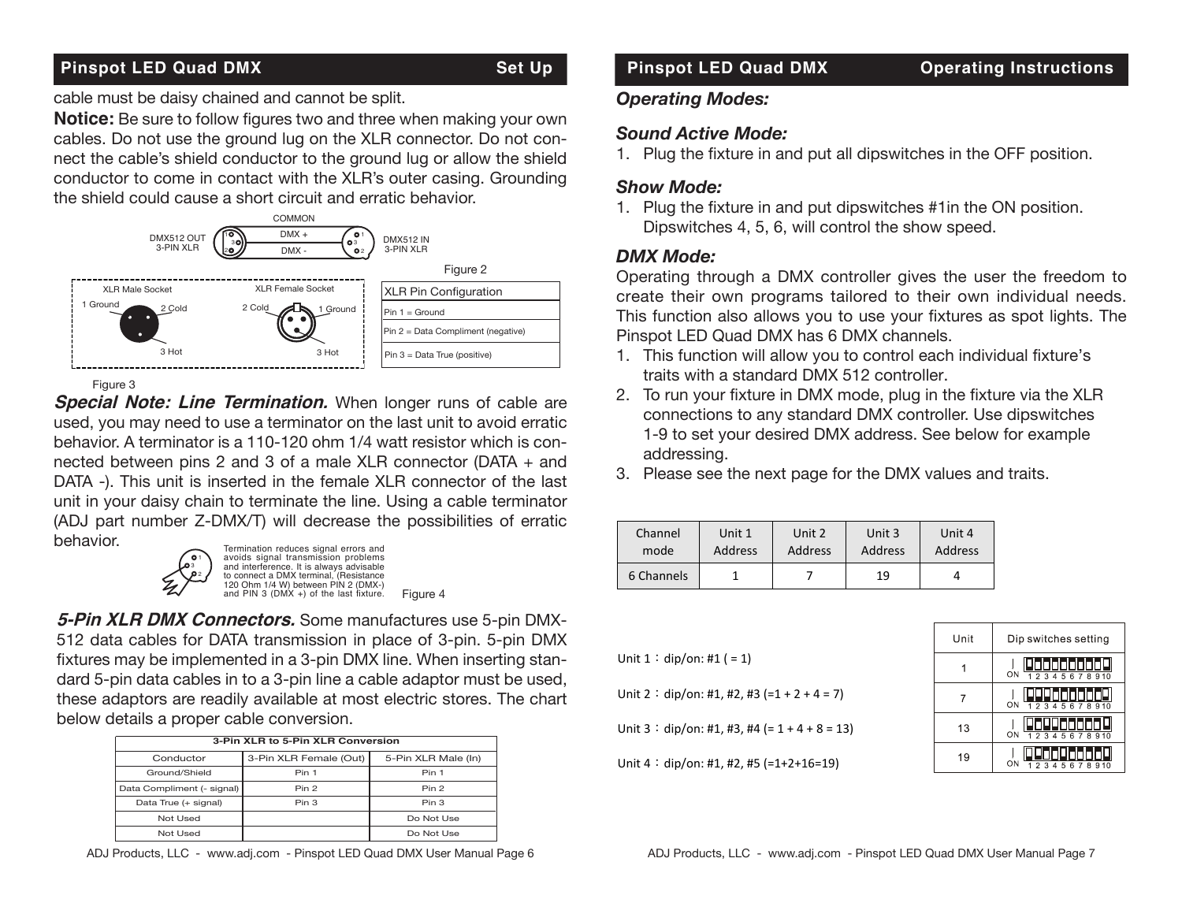## Pinspot LED Quad DMX — Set Up

cable must be daisy chained and cannot be split.

**Notice:** Be sure to follow figures two and three when making your own cables. Do not use the ground lug on the XLR connector. Do not connect the cable's shield conductor to the ground lug or allow the shield conductor to come in contact with the XLR's outer casing. Grounding the shield could cause a short circuit and erratic behavior.

COMMON
DMX512 OUT 3-PIN XLR — DMX + — DMX - — DMX512 IN 3-PIN XLR

Figure 2

XLR Male Socket: 1 Ground, 2 Cold, 3 Hot
XLR Female Socket: 2 Cold, 1 Ground, 3 Hot

| XLR Pin Configuration |
|---|
| Pin 1 = Ground |
| Pin 2 = Data Compliment (negative) |
| Pin 3 = Data True (positive) |

Figure 3

***Special Note: Line Termination.*** When longer runs of cable are used, you may need to use a terminator on the last unit to avoid erratic behavior. A terminator is a 110-120 ohm 1/4 watt resistor which is connected between pins 2 and 3 of a male XLR connector (DATA + and DATA -). This unit is inserted in the female XLR connector of the last unit in your daisy chain to terminate the line. Using a cable terminator (ADJ part number Z-DMX/T) will decrease the possibilities of erratic behavior.

Termination reduces signal errors and avoids signal transmission problems and interference. It is always advisable to connect a DMX terminal, (Resistance 120 Ohm 1/4 W) between PIN 2 (DMX-) and PIN 3 (DMX +) of the last fixture.

Figure 4

***5-Pin XLR DMX Connectors.*** Some manufactures use 5-pin DMX-512 data cables for DATA transmission in place of 3-pin. 5-pin DMX fixtures may be implemented in a 3-pin DMX line. When inserting standard 5-pin data cables in to a 3-pin line a cable adaptor must be used, these adaptors are readily available at most electric stores. The chart below details a proper cable conversion.

| 3-Pin XLR to 5-Pin XLR Conversion | | |
|---|---|---|
| Conductor | 3-Pin XLR Female (Out) | 5-Pin XLR Male (In) |
| Ground/Shield | Pin 1 | Pin 1 |
| Data Compliment (- signal) | Pin 2 | Pin 2 |
| Data True (+ signal) | Pin 3 | Pin 3 |
| Not Used | | Do Not Use |
| Not Used | | Do Not Use |

## Pinspot LED Quad DMX — Operating Instructions

### *Operating Modes:*

### *Sound Active Mode:*

1. Plug the fixture in and put all dipswitches in the OFF position.

### *Show Mode:*

1. Plug the fixture in and put dipswitches #1in the ON position. Dipswitches 4, 5, 6, will control the show speed.

### *DMX Mode:*

Operating through a DMX controller gives the user the freedom to create their own programs tailored to their own individual needs. This function also allows you to use your fixtures as spot lights. The Pinspot LED Quad DMX has 6 DMX channels.

1. This function will allow you to control each individual fixture's traits with a standard DMX 512 controller.
2. To run your fixture in DMX mode, plug in the fixture via the XLR connections to any standard DMX controller. Use dipswitches 1-9 to set your desired DMX address. See below for example addressing.
3. Please see the next page for the DMX values and traits.

| Channel mode | Unit 1 Address | Unit 2 Address | Unit 3 Address | Unit 4 Address |
|---|---|---|---|---|
| 6 Channels | 1 | 7 | 19 | 4 |

Unit 1：dip/on: #1 ( = 1)

Unit 2：dip/on: #1, #2, #3 (=1 + 2 + 4 = 7)

Unit 3：dip/on: #1, #3, #4 (= 1 + 4 + 8 = 13)

Unit 4：dip/on: #1, #2, #5 (=1+2+16=19)

| Unit | Dip switches setting |
|---|---|
| 1 | ON 1 2 3 4 5 6 7 8 9 10 |
| 7 | ON 1 2 3 4 5 6 7 8 9 10 |
| 13 | ON 1 2 3 4 5 6 7 8 9 10 |
| 19 | ON 1 2 3 4 5 6 7 8 9 10 |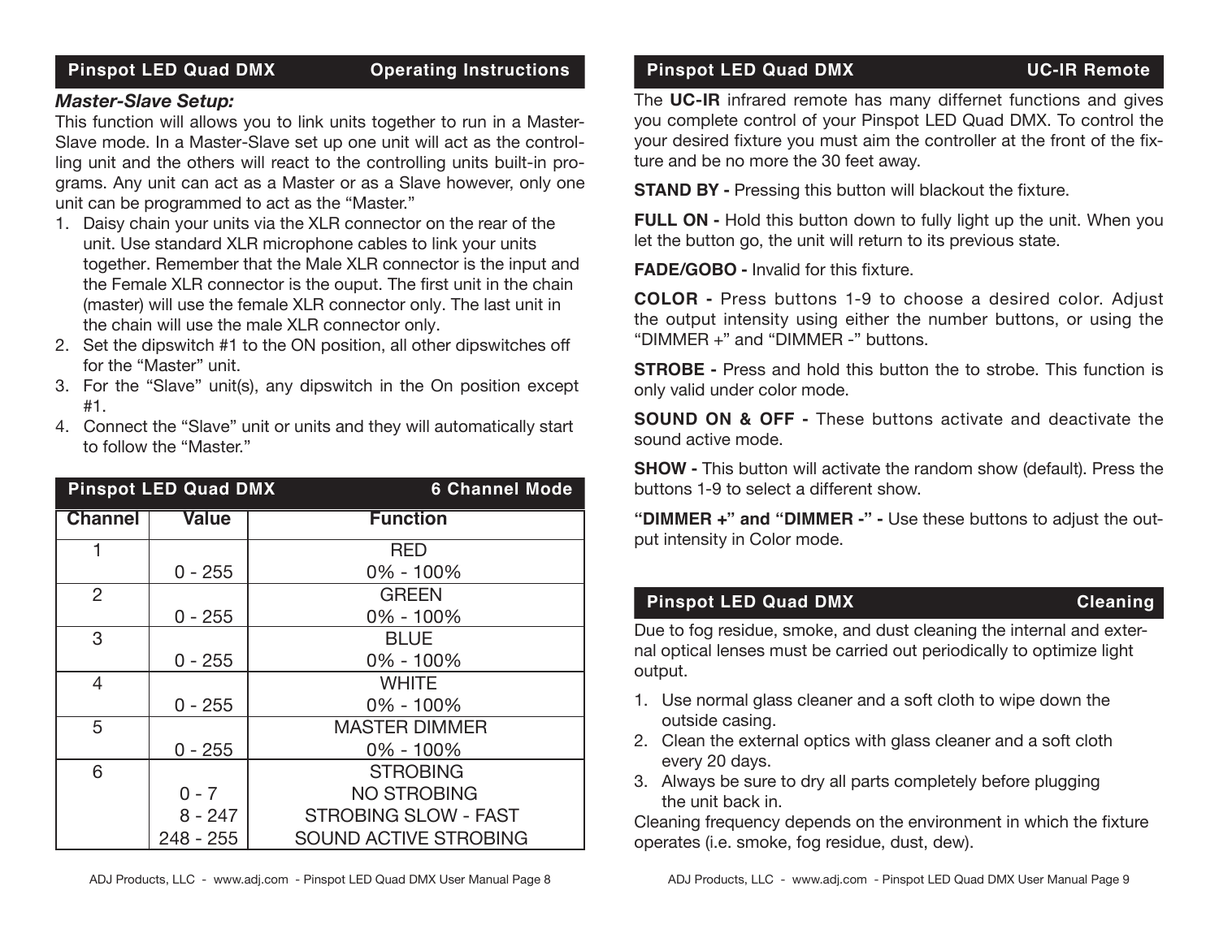## Pinspot LED Quad DMX — Operating Instructions

### *Master-Slave Setup:*

This function will allows you to link units together to run in a Master-Slave mode. In a Master-Slave set up one unit will act as the controlling unit and the others will react to the controlling units built-in programs. Any unit can act as a Master or as a Slave however, only one unit can be programmed to act as the "Master."

1. Daisy chain your units via the XLR connector on the rear of the unit. Use standard XLR microphone cables to link your units together. Remember that the Male XLR connector is the input and the Female XLR connector is the ouput. The first unit in the chain (master) will use the female XLR connector only. The last unit in the chain will use the male XLR connector only.
2. Set the dipswitch #1 to the ON position, all other dipswitches off for the "Master" unit.
3. For the "Slave" unit(s), any dipswitch in the On position except #1.
4. Connect the "Slave" unit or units and they will automatically start to follow the "Master."

## Pinspot LED Quad DMX — 6 Channel Mode

| Channel | Value | Function |
|---|---|---|
| 1 | | RED |
| | 0 - 255 | 0% - 100% |
| 2 | | GREEN |
| | 0 - 255 | 0% - 100% |
| 3 | | BLUE |
| | 0 - 255 | 0% - 100% |
| 4 | | WHITE |
| | 0 - 255 | 0% - 100% |
| 5 | | MASTER DIMMER |
| | 0 - 255 | 0% - 100% |
| 6 | | STROBING |
| | 0 - 7 | NO STROBING |
| | 8 - 247 | STROBING SLOW - FAST |
| | 248 - 255 | SOUND ACTIVE STROBING |

## Pinspot LED Quad DMX — UC-IR Remote

The **UC-IR** infrared remote has many differnet functions and gives you complete control of your Pinspot LED Quad DMX. To control the your desired fixture you must aim the controller at the front of the fixture and be no more the 30 feet away.

**STAND BY -** Pressing this button will blackout the fixture.

**FULL ON -** Hold this button down to fully light up the unit. When you let the button go, the unit will return to its previous state.

**FADE/GOBO -** Invalid for this fixture.

**COLOR -** Press buttons 1-9 to choose a desired color. Adjust the output intensity using either the number buttons, or using the "DIMMER +" and "DIMMER -" buttons.

**STROBE -** Press and hold this button the to strobe. This function is only valid under color mode.

**SOUND ON & OFF -** These buttons activate and deactivate the sound active mode.

**SHOW -** This button will activate the random show (default). Press the buttons 1-9 to select a different show.

**"DIMMER +" and "DIMMER -" -** Use these buttons to adjust the output intensity in Color mode.

## Pinspot LED Quad DMX — Cleaning

Due to fog residue, smoke, and dust cleaning the internal and external optical lenses must be carried out periodically to optimize light output.

1. Use normal glass cleaner and a soft cloth to wipe down the outside casing.
2. Clean the external optics with glass cleaner and a soft cloth every 20 days.
3. Always be sure to dry all parts completely before plugging the unit back in.

Cleaning frequency depends on the environment in which the fixture operates (i.e. smoke, fog residue, dust, dew).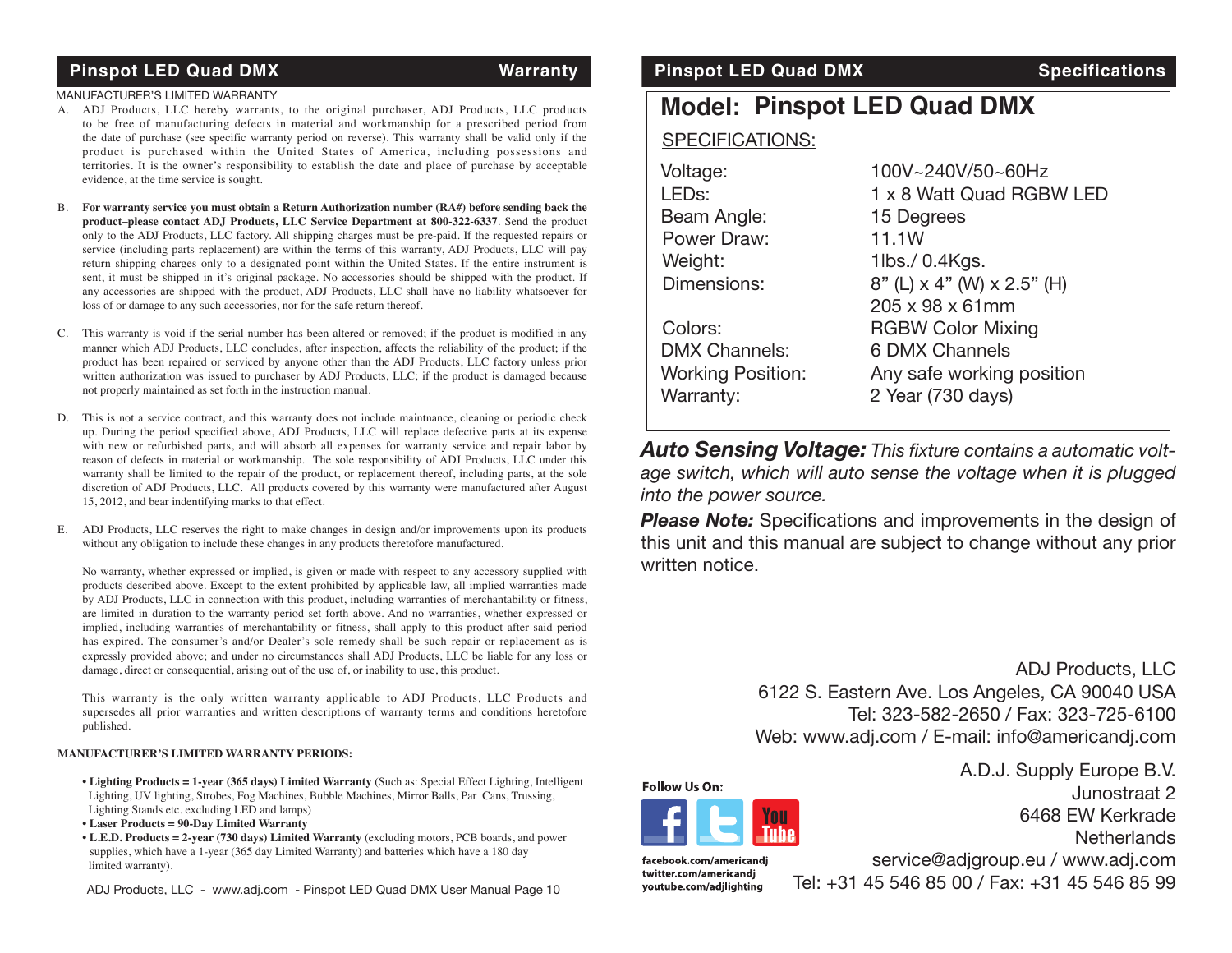## Pinspot LED Quad DMX — Warranty

MANUFACTURER'S LIMITED WARRANTY

A. ADJ Products, LLC hereby warrants, to the original purchaser, ADJ Products, LLC products to be free of manufacturing defects in material and workmanship for a prescribed period from the date of purchase (see specific warranty period on reverse). This warranty shall be valid only if the product is purchased within the United States of America, including possessions and territories. It is the owner's responsibility to establish the date and place of purchase by acceptable evidence, at the time service is sought.

B. **For warranty service you must obtain a Return Authorization number (RA#) before sending back the product–please contact ADJ Products, LLC Service Department at 800-322-6337**. Send the product only to the ADJ Products, LLC factory. All shipping charges must be pre-paid. If the requested repairs or service (including parts replacement) are within the terms of this warranty, ADJ Products, LLC will pay return shipping charges only to a designated point within the United States. If the entire instrument is sent, it must be shipped in it's original package. No accessories should be shipped with the product. If any accessories are shipped with the product, ADJ Products, LLC shall have no liability whatsoever for loss of or damage to any such accessories, nor for the safe return thereof.

C. This warranty is void if the serial number has been altered or removed; if the product is modified in any manner which ADJ Products, LLC concludes, after inspection, affects the reliability of the product; if the product has been repaired or serviced by anyone other than the ADJ Products, LLC factory unless prior written authorization was issued to purchaser by ADJ Products, LLC; if the product is damaged because not properly maintained as set forth in the instruction manual.

D. This is not a service contract, and this warranty does not include maintnance, cleaning or periodic check up. During the period specified above, ADJ Products, LLC will replace defective parts at its expense with new or refurbished parts, and will absorb all expenses for warranty service and repair labor by reason of defects in material or workmanship. The sole responsibility of ADJ Products, LLC under this warranty shall be limited to the repair of the product, or replacement thereof, including parts, at the sole discretion of ADJ Products, LLC. All products covered by this warranty were manufactured after August 15, 2012, and bear indentifying marks to that effect.

E. ADJ Products, LLC reserves the right to make changes in design and/or improvements upon its products without any obligation to include these changes in any products theretofore manufactured.

No warranty, whether expressed or implied, is given or made with respect to any accessory supplied with products described above. Except to the extent prohibited by applicable law, all implied warranties made by ADJ Products, LLC in connection with this product, including warranties of merchantability or fitness, are limited in duration to the warranty period set forth above. And no warranties, whether expressed or implied, including warranties of merchantability or fitness, shall apply to this product after said period has expired. The consumer's and/or Dealer's sole remedy shall be such repair or replacement as is expressly provided above; and under no circumstances shall ADJ Products, LLC be liable for any loss or damage, direct or consequential, arising out of the use of, or inability to use, this product.

This warranty is the only written warranty applicable to ADJ Products, LLC Products and supersedes all prior warranties and written descriptions of warranty terms and conditions heretofore published.

**MANUFACTURER'S LIMITED WARRANTY PERIODS:**

- **Lighting Products = 1-year (365 days) Limited Warranty** (Such as: Special Effect Lighting, Intelligent Lighting, UV lighting, Strobes, Fog Machines, Bubble Machines, Mirror Balls, Par Cans, Trussing, Lighting Stands etc. excluding LED and lamps)
- **Laser Products = 90-Day Limited Warranty**
- **L.E.D. Products = 2-year (730 days) Limited Warranty** (excluding motors, PCB boards, and power supplies, which have a 1-year (365 day Limited Warranty) and batteries which have a 180 day limited warranty).

## Pinspot LED Quad DMX — Specifications

# Model: Pinspot LED Quad DMX

SPECIFICATIONS:

| | |
|---|---|
| Voltage: | 100V~240V/50~60Hz |
| LEDs: | 1 x 8 Watt Quad RGBW LED |
| Beam Angle: | 15 Degrees |
| Power Draw: | 11.1W |
| Weight: | 1lbs./ 0.4Kgs. |
| Dimensions: | 8" (L) x 4" (W) x 2.5" (H) 205 x 98 x 61mm |
| Colors: | RGBW Color Mixing |
| DMX Channels: | 6 DMX Channels |
| Working Position: | Any safe working position |
| Warranty: | 2 Year (730 days) |

***Auto Sensing Voltage:*** *This fixture contains a automatic voltage switch, which will auto sense the voltage when it is plugged into the power source.*

***Please Note:*** Specifications and improvements in the design of this unit and this manual are subject to change without any prior written notice.

ADJ Products, LLC
6122 S. Eastern Ave. Los Angeles, CA 90040 USA
Tel: 323-582-2650 / Fax: 323-725-6100
Web: www.adj.com / E-mail: info@americandj.com

A.D.J. Supply Europe B.V.
Junostraat 2
6468 EW Kerkrade
Netherlands
service@adjgroup.eu / www.adj.com
Tel: +31 45 546 85 00 / Fax: +31 45 546 85 99

**Follow Us On:**

facebook.com/americandj
twitter.com/americandj
youtube.com/adjlighting